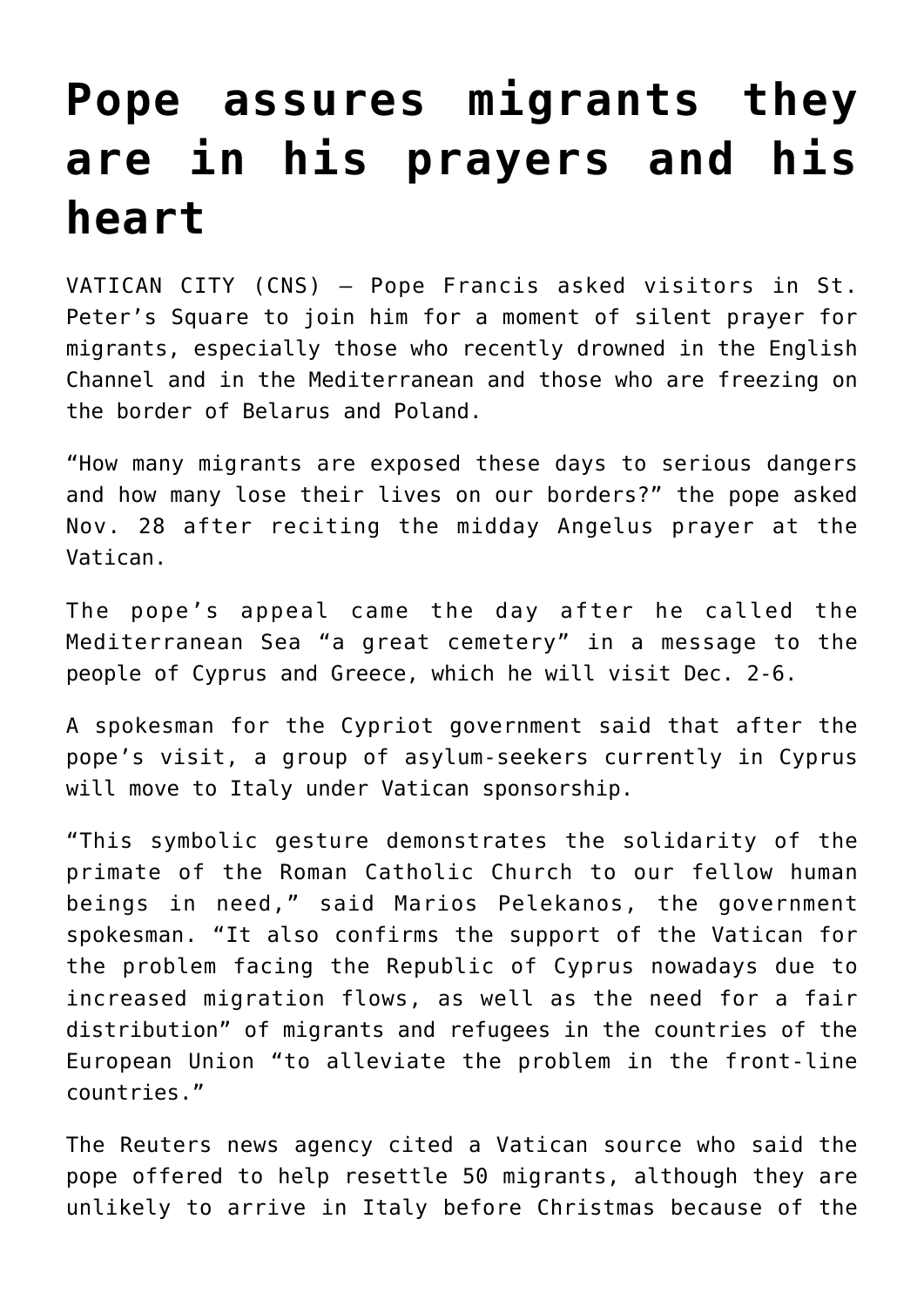# Pope assures migrants they are in his prayers and his heart

VATICAN CITY (CNS) — Pope Francis asked visitors in St. Peter's Square to join him for a moment of silent prayer for migrants, especially those who recently drowned in the English Channel and in the Mediterranean and those who are freezing on the border of Belarus and Poland.

"How many migrants are exposed these days to serious dangers and how many lose their lives on our borders?" the pope asked Nov. 28 after reciting the midday Angelus prayer at the Vatican.

The pope's appeal came the day after he called the Mediterranean Sea "a great cemetery" in a message to the people of Cyprus and Greece, which he will visit Dec. 2-6.

A spokesman for the Cypriot government said that after the pope's visit, a group of asylum-seekers currently in Cyprus will move to Italy under Vatican sponsorship.

"This symbolic gesture demonstrates the solidarity of the primate of the Roman Catholic Church to our fellow human beings in need," said Marios Pelekanos, the government spokesman. "It also confirms the support of the Vatican for the problem facing the Republic of Cyprus nowadays due to increased migration flows, as well as the need for a fair distribution" of migrants and refugees in the countries of the European Union "to alleviate the problem in the front-line countries."

The Reuters news agency cited a Vatican source who said the pope offered to help resettle 50 migrants, although they are unlikely to arrive in Italy before Christmas because of the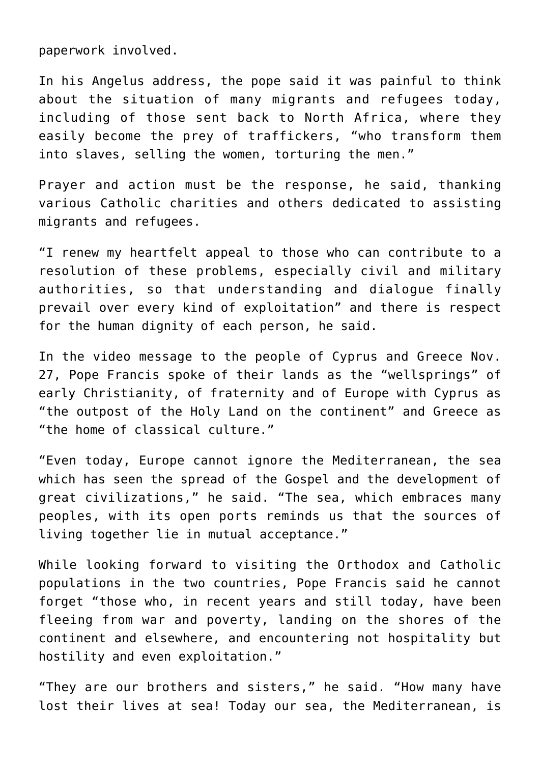paperwork involved.

In his Angelus address, the pope said it was painful to think about the situation of many migrants and refugees today, including of those sent back to North Africa, where they easily become the prey of traffickers, "who transform them into slaves, selling the women, torturing the men."

Prayer and action must be the response, he said, thanking various Catholic charities and others dedicated to assisting migrants and refugees.

"I renew my heartfelt appeal to those who can contribute to a resolution of these problems, especially civil and military authorities, so that understanding and dialogue finally prevail over every kind of exploitation" and there is respect for the human dignity of each person, he said.

In the video message to the people of Cyprus and Greece Nov. 27, Pope Francis spoke of their lands as the "wellsprings" of early Christianity, of fraternity and of Europe with Cyprus as "the outpost of the Holy Land on the continent" and Greece as "the home of classical culture."

"Even today, Europe cannot ignore the Mediterranean, the sea which has seen the spread of the Gospel and the development of great civilizations," he said. "The sea, which embraces many peoples, with its open ports reminds us that the sources of living together lie in mutual acceptance."

While looking forward to visiting the Orthodox and Catholic populations in the two countries, Pope Francis said he cannot forget "those who, in recent years and still today, have been fleeing from war and poverty, landing on the shores of the continent and elsewhere, and encountering not hospitality but hostility and even exploitation."

"They are our brothers and sisters," he said. "How many have lost their lives at sea! Today our sea, the Mediterranean, is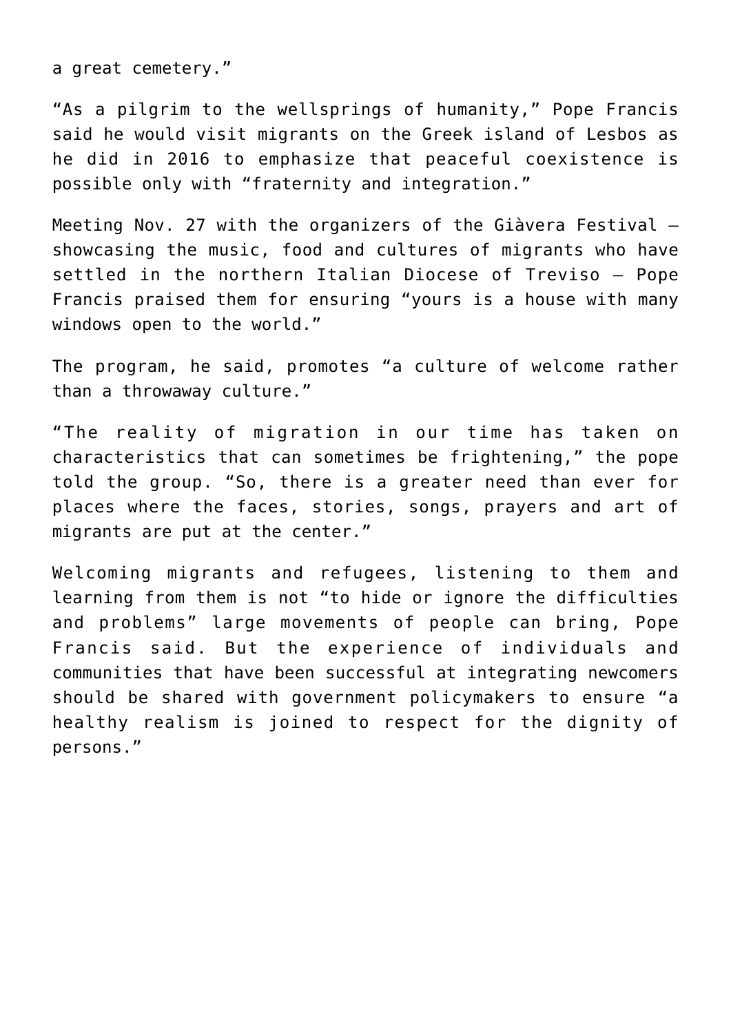a great cemetery."

"As a pilgrim to the wellsprings of humanity," Pope Francis said he would visit migrants on the Greek island of Lesbos as he did in 2016 to emphasize that peaceful coexistence is possible only with "fraternity and integration."

Meeting Nov. 27 with the organizers of the Giàvera Festival — showcasing the music, food and cultures of migrants who have settled in the northern Italian Diocese of Treviso — Pope Francis praised them for ensuring "yours is a house with many windows open to the world."

The program, he said, promotes "a culture of welcome rather than a throwaway culture."

"The reality of migration in our time has taken on characteristics that can sometimes be frightening," the pope told the group. "So, there is a greater need than ever for places where the faces, stories, songs, prayers and art of migrants are put at the center."

Welcoming migrants and refugees, listening to them and learning from them is not "to hide or ignore the difficulties and problems" large movements of people can bring, Pope Francis said. But the experience of individuals and communities that have been successful at integrating newcomers should be shared with government policymakers to ensure "a healthy realism is joined to respect for the dignity of persons."